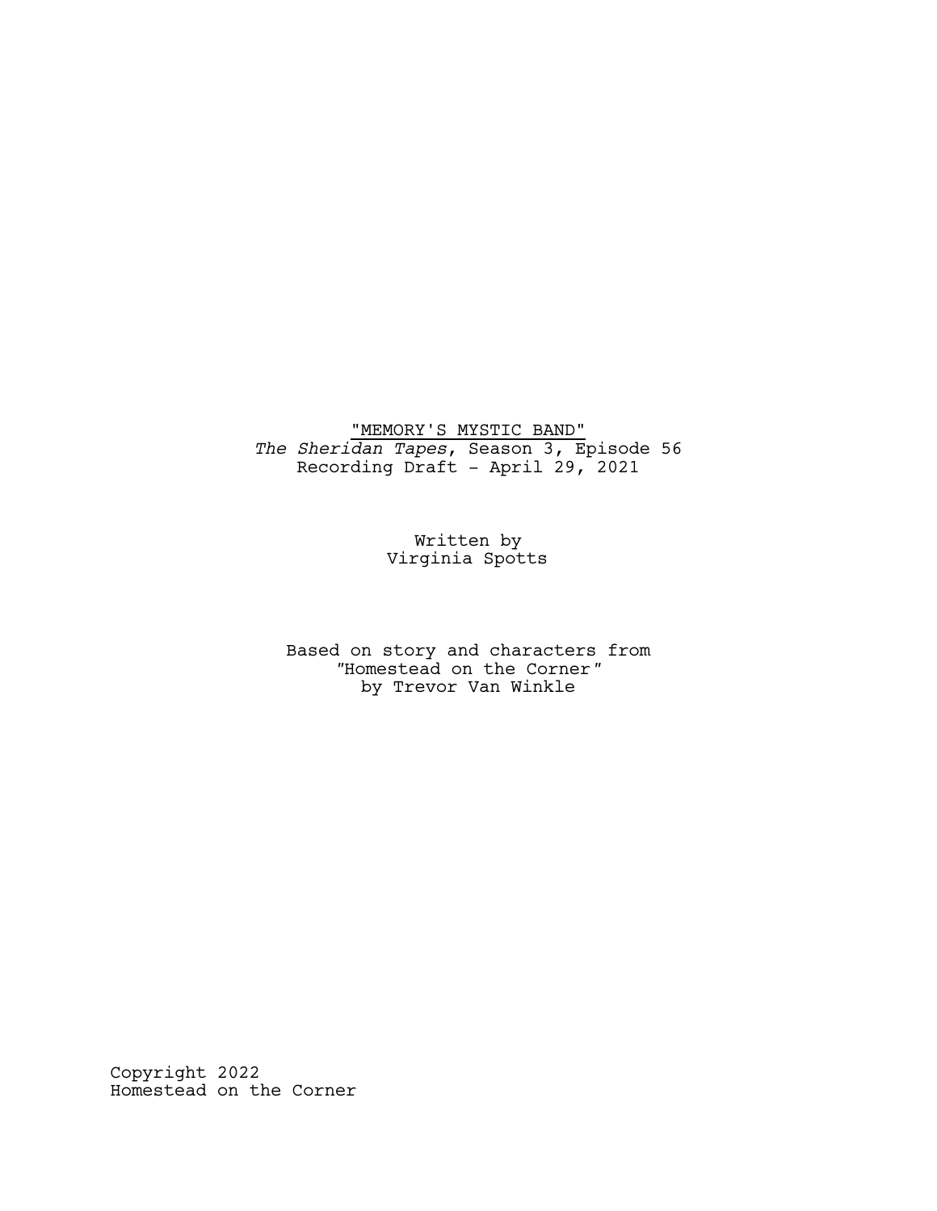"MEMORY'S MYSTIC BAND"

*The Sheridan Tapes*, Season 3, Episode 56

Recording Draft - April 29, 2021

Written by

Virginia Spotts

Based on story and characters from

*"Homestead on the Corner"*

by Trevor Van Winkle

Copyright 2022

Homestead on the Corner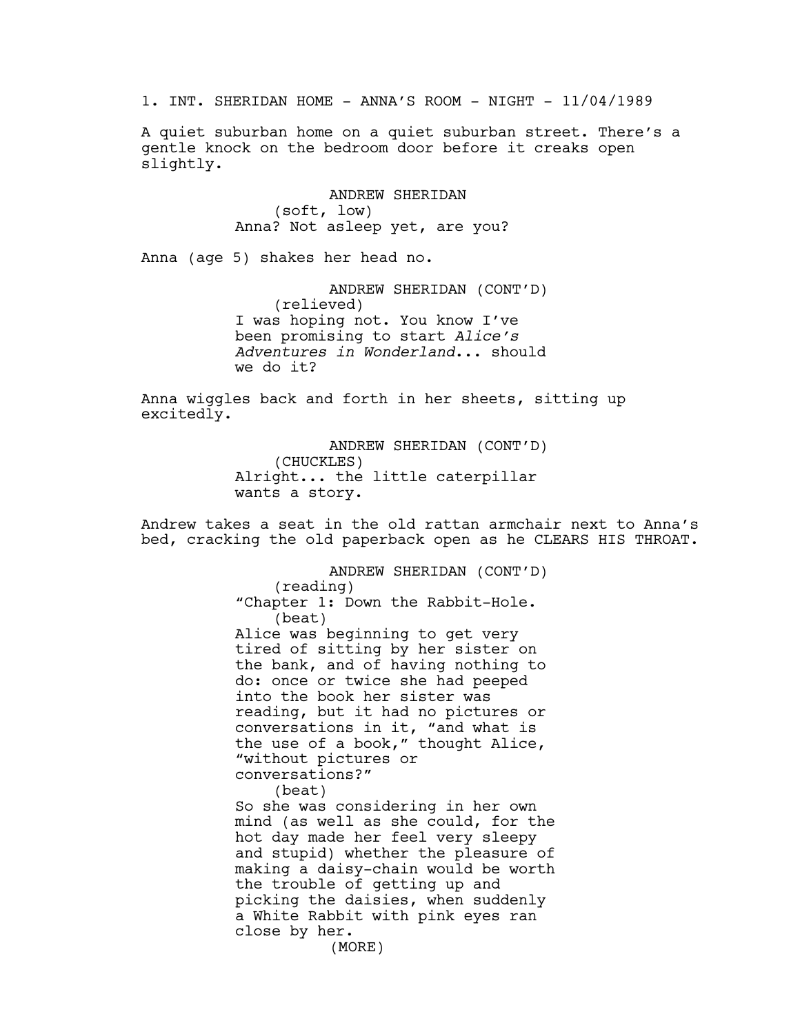1. INT. SHERIDAN HOME - ANNA'S ROOM - NIGHT - 11/04/1989

A quiet suburban home on a quiet suburban street. There's a gentle knock on the bedroom door before it creaks open slightly.

ANDREW SHERIDAN
(soft, low)
Anna? Not asleep yet, are you?

Anna (age 5) shakes her head no.

ANDREW SHERIDAN (CONT'D)
(relieved)
I was hoping not. You know I've been promising to start *Alice's Adventures in Wonderland*... should we do it?

Anna wiggles back and forth in her sheets, sitting up excitedly.

ANDREW SHERIDAN (CONT'D)
(CHUCKLES)
Alright... the little caterpillar wants a story.

Andrew takes a seat in the old rattan armchair next to Anna's bed, cracking the old paperback open as he CLEARS HIS THROAT.

ANDREW SHERIDAN (CONT'D)
(reading)
"Chapter 1: Down the Rabbit-Hole.
(beat)
Alice was beginning to get very tired of sitting by her sister on the bank, and of having nothing to do: once or twice she had peeped into the book her sister was reading, but it had no pictures or conversations in it, "and what is the use of a book," thought Alice, "without pictures or conversations?"
(beat)
So she was considering in her own mind (as well as she could, for the hot day made her feel very sleepy and stupid) whether the pleasure of making a daisy-chain would be worth the trouble of getting up and picking the daisies, when suddenly a White Rabbit with pink eyes ran close by her.
(MORE)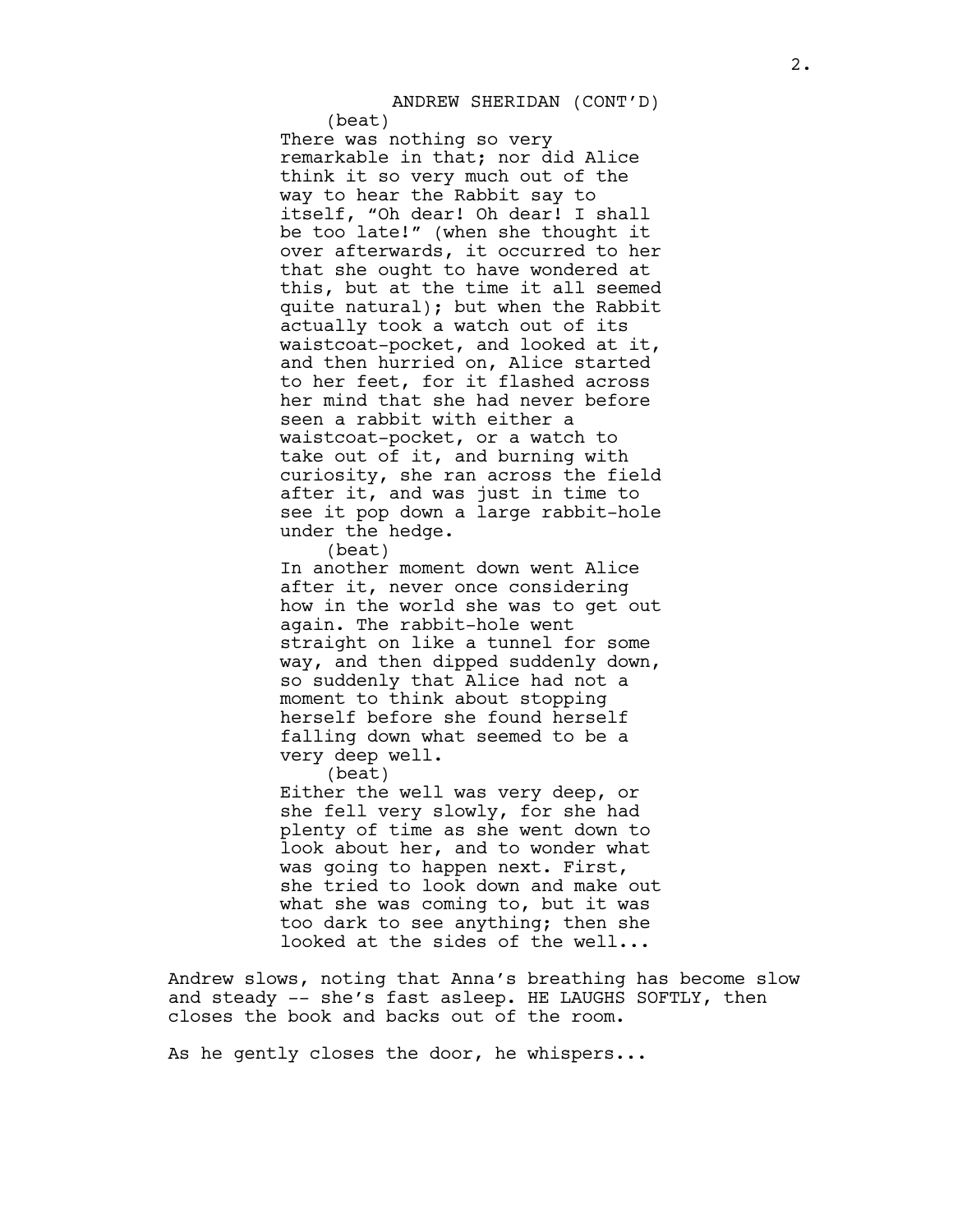ANDREW SHERIDAN (CONT'D)

(beat)

There was nothing so very remarkable in that; nor did Alice think it so very much out of the way to hear the Rabbit say to itself, "Oh dear! Oh dear! I shall be too late!" (when she thought it over afterwards, it occurred to her that she ought to have wondered at this, but at the time it all seemed quite natural); but when the Rabbit actually took a watch out of its waistcoat-pocket, and looked at it, and then hurried on, Alice started to her feet, for it flashed across her mind that she had never before seen a rabbit with either a waistcoat-pocket, or a watch to take out of it, and burning with curiosity, she ran across the field after it, and was just in time to see it pop down a large rabbit-hole under the hedge.

(beat)

In another moment down went Alice after it, never once considering how in the world she was to get out again. The rabbit-hole went straight on like a tunnel for some way, and then dipped suddenly down, so suddenly that Alice had not a moment to think about stopping herself before she found herself falling down what seemed to be a very deep well.

(beat)

Either the well was very deep, or she fell very slowly, for she had plenty of time as she went down to look about her, and to wonder what was going to happen next. First, she tried to look down and make out what she was coming to, but it was too dark to see anything; then she looked at the sides of the well...

Andrew slows, noting that Anna's breathing has become slow and steady -- she's fast asleep. HE LAUGHS SOFTLY, then closes the book and backs out of the room.

As he gently closes the door, he whispers...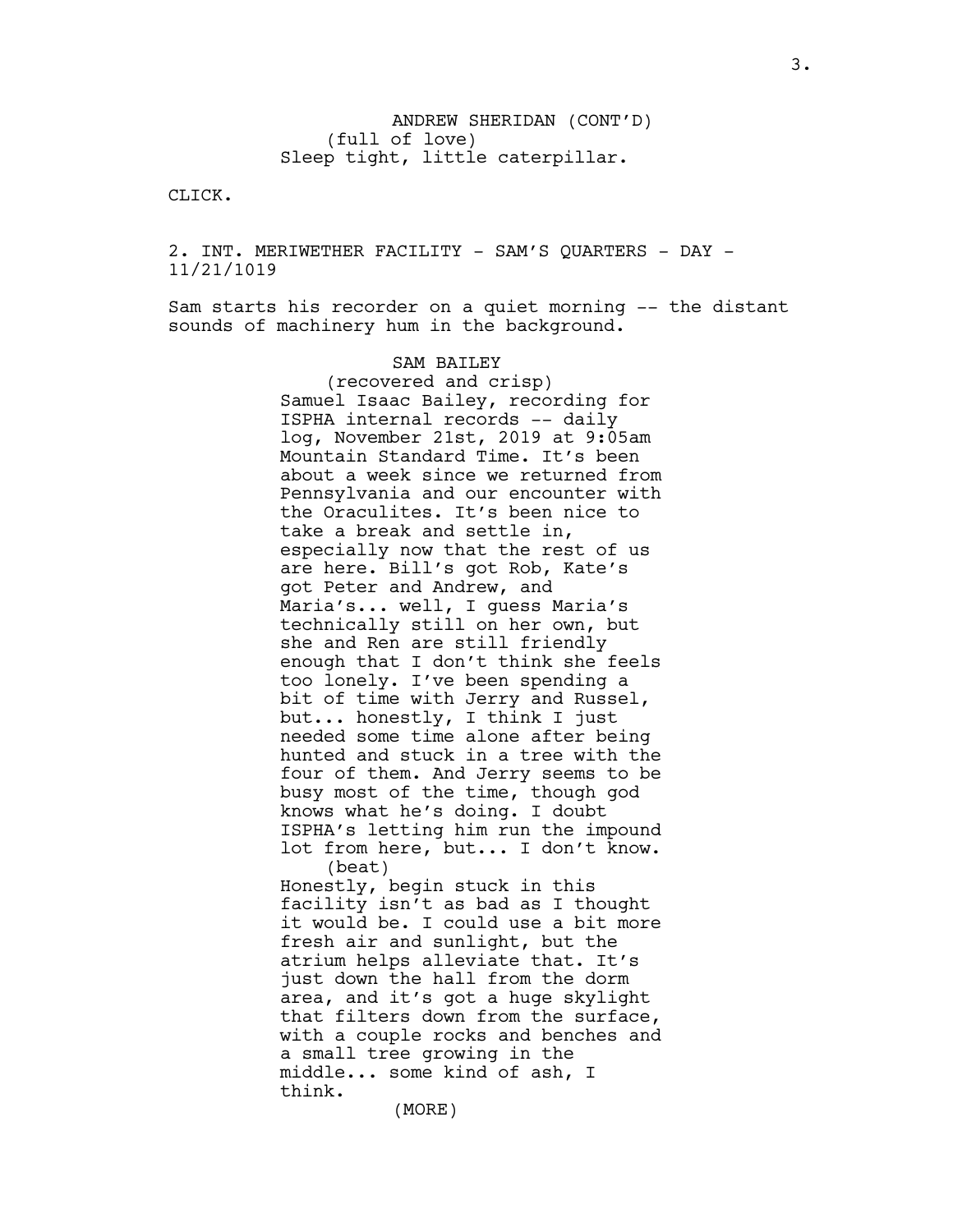ANDREW SHERIDAN (CONT'D)
(full of love)
Sleep tight, little caterpillar.

CLICK.

2. INT. MERIWETHER FACILITY - SAM'S QUARTERS - DAY - 11/21/1019

Sam starts his recorder on a quiet morning -- the distant sounds of machinery hum in the background.

SAM BAILEY
(recovered and crisp)
Samuel Isaac Bailey, recording for ISPHA internal records -- daily log, November 21st, 2019 at 9:05am Mountain Standard Time. It's been about a week since we returned from Pennsylvania and our encounter with the Oraculites. It's been nice to take a break and settle in, especially now that the rest of us are here. Bill's got Rob, Kate's got Peter and Andrew, and Maria's... well, I guess Maria's technically still on her own, but she and Ren are still friendly enough that I don't think she feels too lonely. I've been spending a bit of time with Jerry and Russel, but... honestly, I think I just needed some time alone after being hunted and stuck in a tree with the four of them. And Jerry seems to be busy most of the time, though god knows what he's doing. I doubt ISPHA's letting him run the impound lot from here, but... I don't know.
(beat)
Honestly, begin stuck in this facility isn't as bad as I thought it would be. I could use a bit more fresh air and sunlight, but the atrium helps alleviate that. It's just down the hall from the dorm area, and it's got a huge skylight that filters down from the surface, with a couple rocks and benches and a small tree growing in the middle... some kind of ash, I think.
(MORE)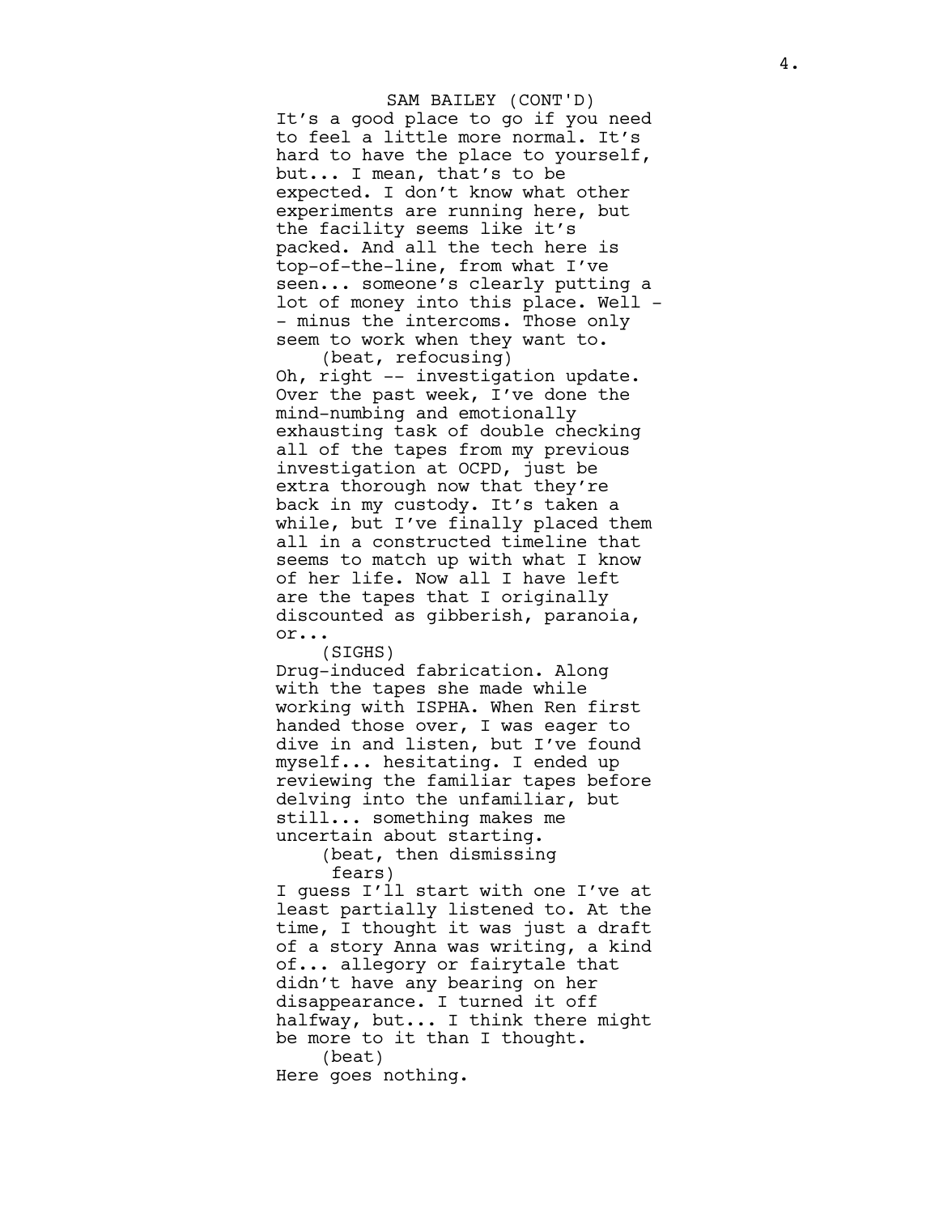SAM BAILEY (CONT'D)

It's a good place to go if you need to feel a little more normal. It's hard to have the place to yourself, but... I mean, that's to be expected. I don't know what other experiments are running here, but the facility seems like it's packed. And all the tech here is top-of-the-line, from what I've seen... someone's clearly putting a lot of money into this place. Well -- minus the intercoms. Those only seem to work when they want to.

(beat, refocusing)

Oh, right -- investigation update. Over the past week, I've done the mind-numbing and emotionally exhausting task of double checking all of the tapes from my previous investigation at OCPD, just be extra thorough now that they're back in my custody. It's taken a while, but I've finally placed them all in a constructed timeline that seems to match up with what I know of her life. Now all I have left are the tapes that I originally discounted as gibberish, paranoia, or...

(SIGHS)

Drug-induced fabrication. Along with the tapes she made while working with ISPHA. When Ren first handed those over, I was eager to dive in and listen, but I've found myself... hesitating. I ended up reviewing the familiar tapes before delving into the unfamiliar, but still... something makes me uncertain about starting.

(beat, then dismissing fears)

I guess I'll start with one I've at least partially listened to. At the time, I thought it was just a draft of a story Anna was writing, a kind of... allegory or fairytale that didn't have any bearing on her disappearance. I turned it off halfway, but... I think there might be more to it than I thought.

(beat)

Here goes nothing.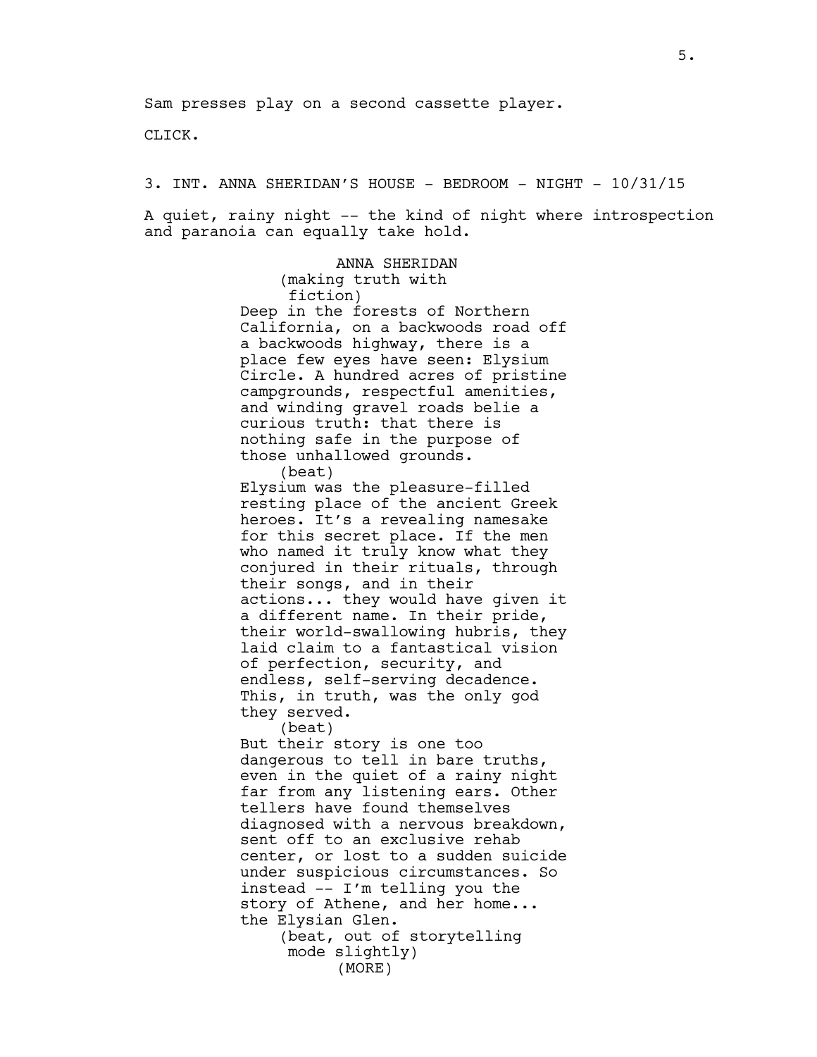Sam presses play on a second cassette player.

CLICK.

3. INT. ANNA SHERIDAN'S HOUSE - BEDROOM - NIGHT - 10/31/15

A quiet, rainy night -- the kind of night where introspection and paranoia can equally take hold.

ANNA SHERIDAN
(making truth with fiction)
Deep in the forests of Northern California, on a backwoods road off a backwoods highway, there is a place few eyes have seen: Elysium Circle. A hundred acres of pristine campgrounds, respectful amenities, and winding gravel roads belie a curious truth: that there is nothing safe in the purpose of those unhallowed grounds.
(beat)
Elysium was the pleasure-filled resting place of the ancient Greek heroes. It's a revealing namesake for this secret place. If the men who named it truly know what they conjured in their rituals, through their songs, and in their actions... they would have given it a different name. In their pride, their world-swallowing hubris, they laid claim to a fantastical vision of perfection, security, and endless, self-serving decadence. This, in truth, was the only god they served.
(beat)
But their story is one too dangerous to tell in bare truths, even in the quiet of a rainy night far from any listening ears. Other tellers have found themselves diagnosed with a nervous breakdown, sent off to an exclusive rehab center, or lost to a sudden suicide under suspicious circumstances. So instead -- I'm telling you the story of Athene, and her home... the Elysian Glen.
(beat, out of storytelling mode slightly)
(MORE)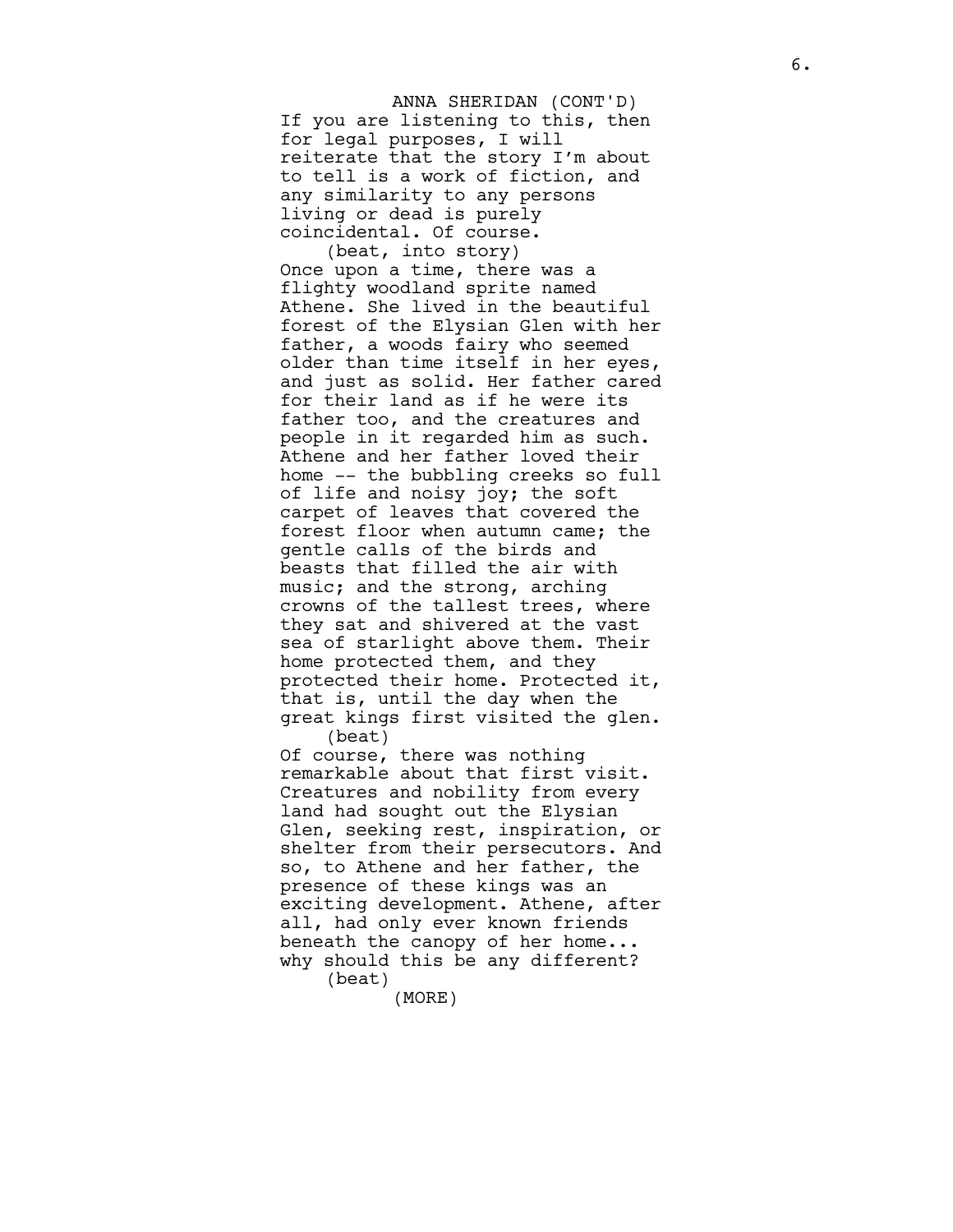ANNA SHERIDAN (CONT'D)

If you are listening to this, then for legal purposes, I will reiterate that the story I'm about to tell is a work of fiction, and any similarity to any persons living or dead is purely coincidental. Of course.

(beat, into story)

Once upon a time, there was a flighty woodland sprite named Athene. She lived in the beautiful forest of the Elysian Glen with her father, a woods fairy who seemed older than time itself in her eyes, and just as solid. Her father cared for their land as if he were its father too, and the creatures and people in it regarded him as such. Athene and her father loved their home -- the bubbling creeks so full of life and noisy joy; the soft carpet of leaves that covered the forest floor when autumn came; the gentle calls of the birds and beasts that filled the air with music; and the strong, arching crowns of the tallest trees, where they sat and shivered at the vast sea of starlight above them. Their home protected them, and they protected their home. Protected it, that is, until the day when the great kings first visited the glen.

(beat)

Of course, there was nothing remarkable about that first visit. Creatures and nobility from every land had sought out the Elysian Glen, seeking rest, inspiration, or shelter from their persecutors. And so, to Athene and her father, the presence of these kings was an exciting development. Athene, after all, had only ever known friends beneath the canopy of her home... why should this be any different?

(beat)

(MORE)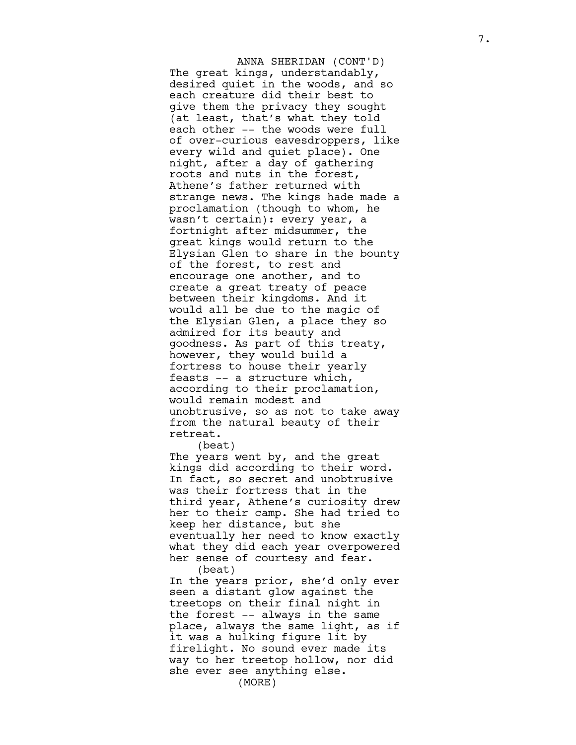ANNA SHERIDAN (CONT'D)

The great kings, understandably, desired quiet in the woods, and so each creature did their best to give them the privacy they sought (at least, that's what they told each other -- the woods were full of over-curious eavesdroppers, like every wild and quiet place). One night, after a day of gathering roots and nuts in the forest, Athene's father returned with strange news. The kings hade made a proclamation (though to whom, he wasn't certain): every year, a fortnight after midsummer, the great kings would return to the Elysian Glen to share in the bounty of the forest, to rest and encourage one another, and to create a great treaty of peace between their kingdoms. And it would all be due to the magic of the Elysian Glen, a place they so admired for its beauty and goodness. As part of this treaty, however, they would build a fortress to house their yearly feasts -- a structure which, according to their proclamation, would remain modest and unobtrusive, so as not to take away from the natural beauty of their retreat.

(beat)

The years went by, and the great kings did according to their word. In fact, so secret and unobtrusive was their fortress that in the third year, Athene's curiosity drew her to their camp. She had tried to keep her distance, but she eventually her need to know exactly what they did each year overpowered her sense of courtesy and fear.

(beat)

In the years prior, she'd only ever seen a distant glow against the treetops on their final night in the forest -- always in the same place, always the same light, as if it was a hulking figure lit by firelight. No sound ever made its way to her treetop hollow, nor did she ever see anything else.

(MORE)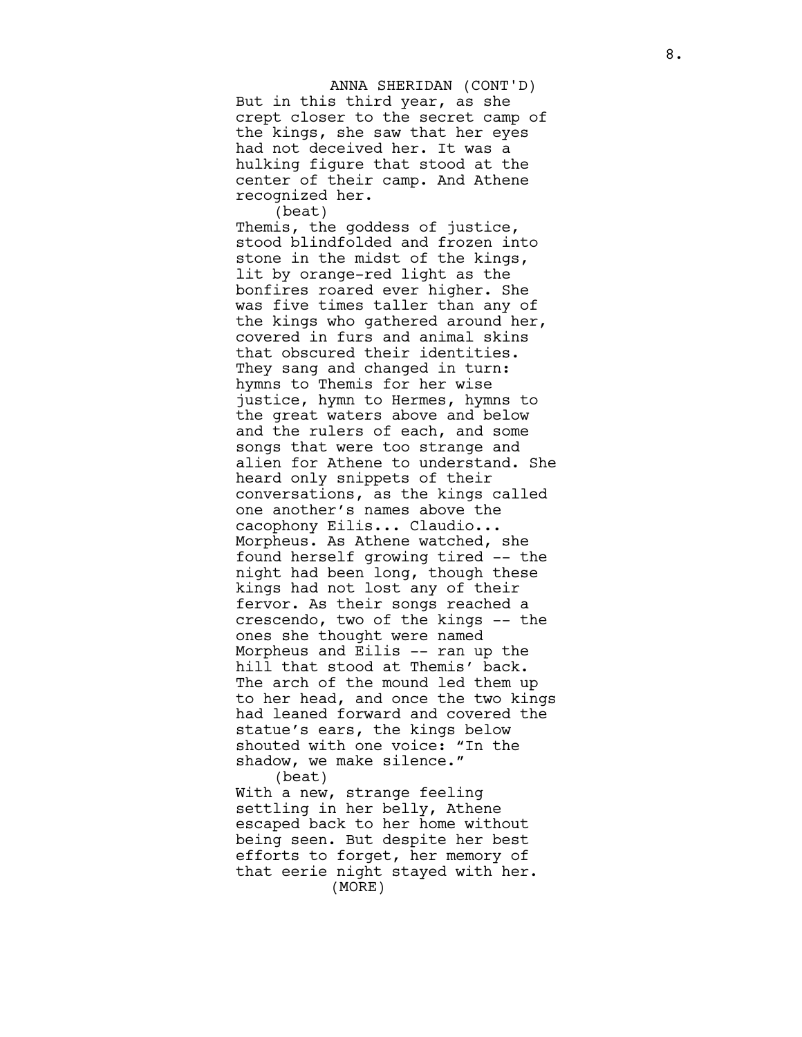ANNA SHERIDAN (CONT'D)

But in this third year, as she crept closer to the secret camp of the kings, she saw that her eyes had not deceived her. It was a hulking figure that stood at the center of their camp. And Athene recognized her.

(beat)

Themis, the goddess of justice, stood blindfolded and frozen into stone in the midst of the kings, lit by orange-red light as the bonfires roared ever higher. She was five times taller than any of the kings who gathered around her, covered in furs and animal skins that obscured their identities. They sang and changed in turn: hymns to Themis for her wise justice, hymn to Hermes, hymns to the great waters above and below and the rulers of each, and some songs that were too strange and alien for Athene to understand. She heard only snippets of their conversations, as the kings called one another's names above the cacophony Eilis... Claudio... Morpheus. As Athene watched, she found herself growing tired -- the night had been long, though these kings had not lost any of their fervor. As their songs reached a crescendo, two of the kings -- the ones she thought were named Morpheus and Eilis -- ran up the hill that stood at Themis' back. The arch of the mound led them up to her head, and once the two kings had leaned forward and covered the statue's ears, the kings below shouted with one voice: "In the shadow, we make silence."

(beat)

With a new, strange feeling settling in her belly, Athene escaped back to her home without being seen. But despite her best efforts to forget, her memory of that eerie night stayed with her.

(MORE)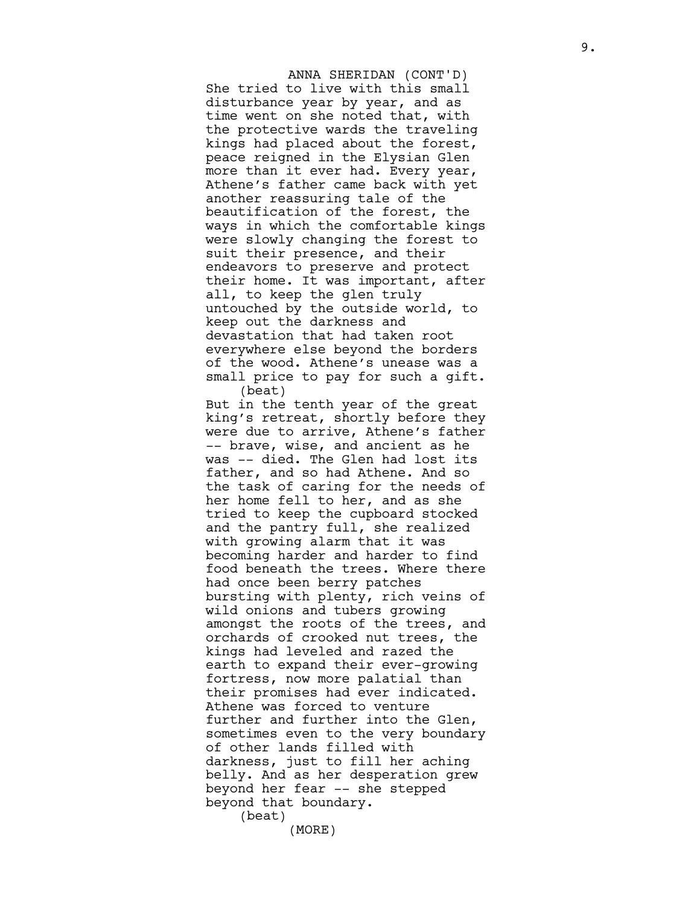ANNA SHERIDAN (CONT'D)

She tried to live with this small disturbance year by year, and as time went on she noted that, with the protective wards the traveling kings had placed about the forest, peace reigned in the Elysian Glen more than it ever had. Every year, Athene's father came back with yet another reassuring tale of the beautification of the forest, the ways in which the comfortable kings were slowly changing the forest to suit their presence, and their endeavors to preserve and protect their home. It was important, after all, to keep the glen truly untouched by the outside world, to keep out the darkness and devastation that had taken root everywhere else beyond the borders of the wood. Athene's unease was a small price to pay for such a gift.

(beat)

But in the tenth year of the great king's retreat, shortly before they were due to arrive, Athene's father -- brave, wise, and ancient as he was -- died. The Glen had lost its father, and so had Athene. And so the task of caring for the needs of her home fell to her, and as she tried to keep the cupboard stocked and the pantry full, she realized with growing alarm that it was becoming harder and harder to find food beneath the trees. Where there had once been berry patches bursting with plenty, rich veins of wild onions and tubers growing amongst the roots of the trees, and orchards of crooked nut trees, the kings had leveled and razed the earth to expand their ever-growing fortress, now more palatial than their promises had ever indicated. Athene was forced to venture further and further into the Glen, sometimes even to the very boundary of other lands filled with darkness, just to fill her aching belly. And as her desperation grew beyond her fear -- she stepped beyond that boundary.

(beat)

(MORE)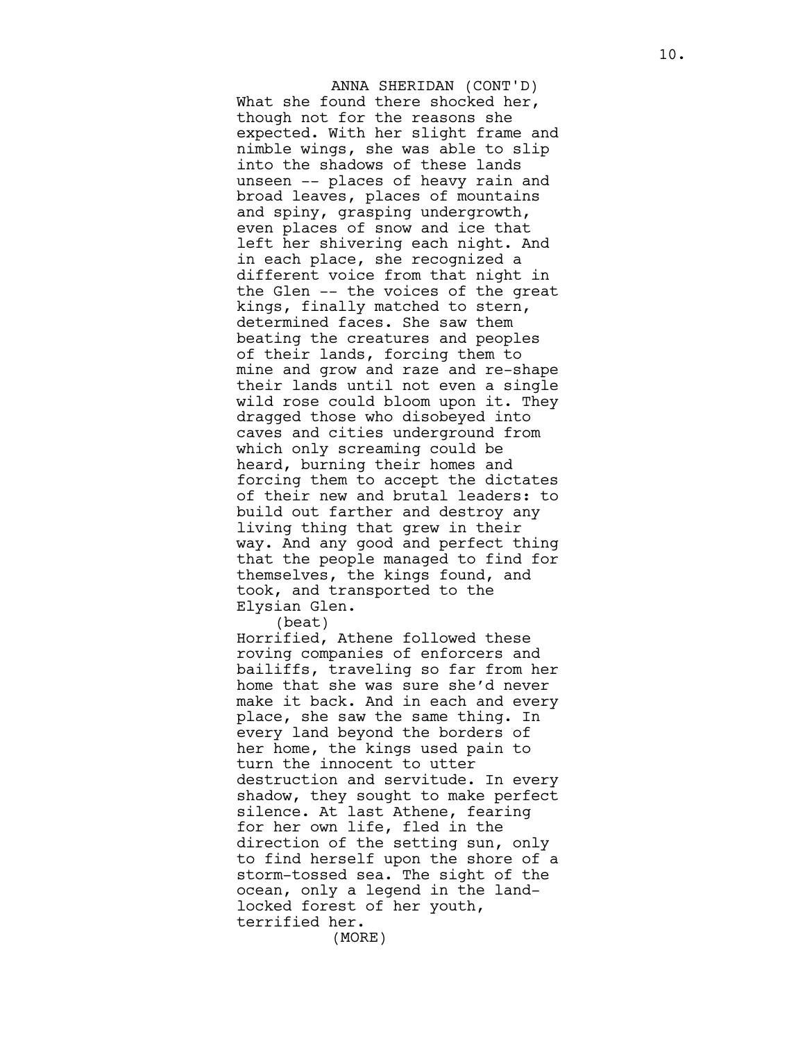ANNA SHERIDAN (CONT'D)

What she found there shocked her, though not for the reasons she expected. With her slight frame and nimble wings, she was able to slip into the shadows of these lands unseen -- places of heavy rain and broad leaves, places of mountains and spiny, grasping undergrowth, even places of snow and ice that left her shivering each night. And in each place, she recognized a different voice from that night in the Glen -- the voices of the great kings, finally matched to stern, determined faces. She saw them beating the creatures and peoples of their lands, forcing them to mine and grow and raze and re-shape their lands until not even a single wild rose could bloom upon it. They dragged those who disobeyed into caves and cities underground from which only screaming could be heard, burning their homes and forcing them to accept the dictates of their new and brutal leaders: to build out farther and destroy any living thing that grew in their way. And any good and perfect thing that the people managed to find for themselves, the kings found, and took, and transported to the Elysian Glen.

(beat)

Horrified, Athene followed these roving companies of enforcers and bailiffs, traveling so far from her home that she was sure she'd never make it back. And in each and every place, she saw the same thing. In every land beyond the borders of her home, the kings used pain to turn the innocent to utter destruction and servitude. In every shadow, they sought to make perfect silence. At last Athene, fearing for her own life, fled in the direction of the setting sun, only to find herself upon the shore of a storm-tossed sea. The sight of the ocean, only a legend in the land-locked forest of her youth, terrified her.

(MORE)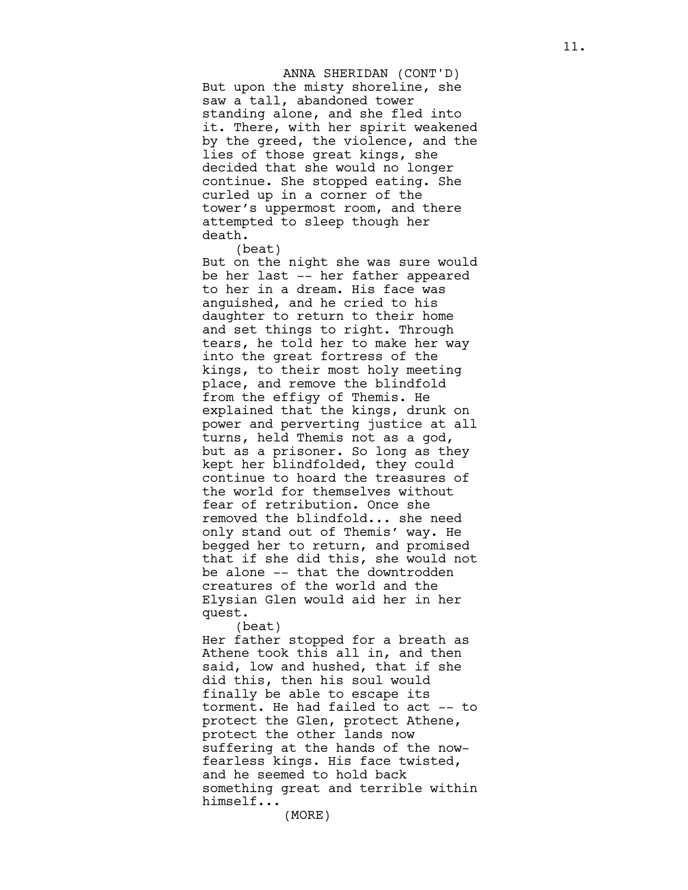ANNA SHERIDAN (CONT'D)

But upon the misty shoreline, she saw a tall, abandoned tower standing alone, and she fled into it. There, with her spirit weakened by the greed, the violence, and the lies of those great kings, she decided that she would no longer continue. She stopped eating. She curled up in a corner of the tower's uppermost room, and there attempted to sleep though her death.

(beat)

But on the night she was sure would be her last -- her father appeared to her in a dream. His face was anguished, and he cried to his daughter to return to their home and set things to right. Through tears, he told her to make her way into the great fortress of the kings, to their most holy meeting place, and remove the blindfold from the effigy of Themis. He explained that the kings, drunk on power and perverting justice at all turns, held Themis not as a god, but as a prisoner. So long as they kept her blindfolded, they could continue to hoard the treasures of the world for themselves without fear of retribution. Once she removed the blindfold... she need only stand out of Themis' way. He begged her to return, and promised that if she did this, she would not be alone -- that the downtrodden creatures of the world and the Elysian Glen would aid her in her quest.

(beat)

Her father stopped for a breath as Athene took this all in, and then said, low and hushed, that if she did this, then his soul would finally be able to escape its torment. He had failed to act -- to protect the Glen, protect Athene, protect the other lands now suffering at the hands of the now-fearless kings. His face twisted, and he seemed to hold back something great and terrible within himself...

(MORE)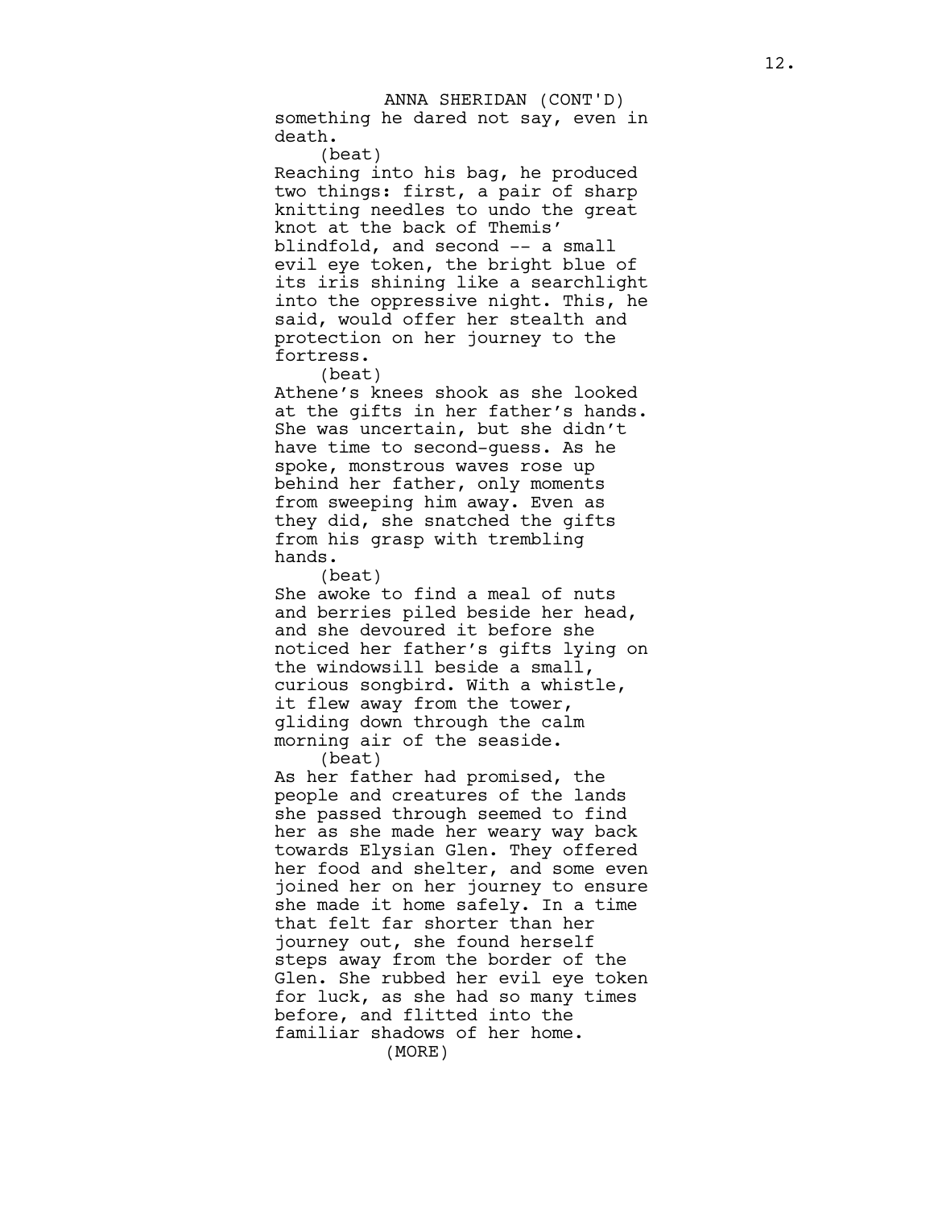ANNA SHERIDAN (CONT'D)

something he dared not say, even in death.

(beat)

Reaching into his bag, he produced two things: first, a pair of sharp knitting needles to undo the great knot at the back of Themis' blindfold, and second -- a small evil eye token, the bright blue of its iris shining like a searchlight into the oppressive night. This, he said, would offer her stealth and protection on her journey to the fortress.

(beat)

Athene's knees shook as she looked at the gifts in her father's hands. She was uncertain, but she didn't have time to second-guess. As he spoke, monstrous waves rose up behind her father, only moments from sweeping him away. Even as they did, she snatched the gifts from his grasp with trembling hands.

(beat)

She awoke to find a meal of nuts and berries piled beside her head, and she devoured it before she noticed her father's gifts lying on the windowsill beside a small, curious songbird. With a whistle, it flew away from the tower, gliding down through the calm morning air of the seaside.

(beat)

As her father had promised, the people and creatures of the lands she passed through seemed to find her as she made her weary way back towards Elysian Glen. They offered her food and shelter, and some even joined her on her journey to ensure she made it home safely. In a time that felt far shorter than her journey out, she found herself steps away from the border of the Glen. She rubbed her evil eye token for luck, as she had so many times before, and flitted into the familiar shadows of her home.

(MORE)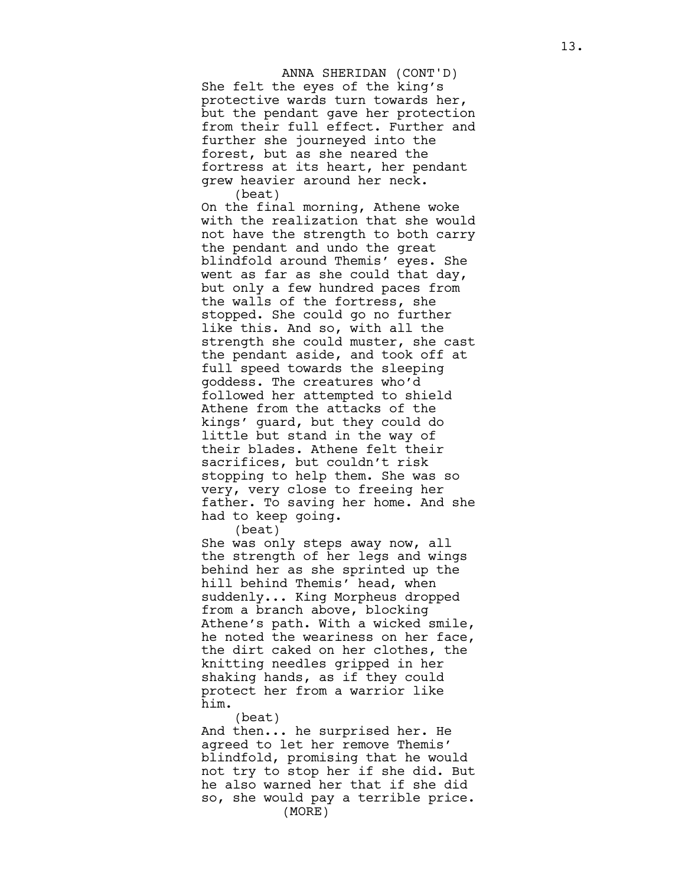ANNA SHERIDAN (CONT'D)

She felt the eyes of the king's protective wards turn towards her, but the pendant gave her protection from their full effect. Further and further she journeyed into the forest, but as she neared the fortress at its heart, her pendant grew heavier around her neck.

(beat)

On the final morning, Athene woke with the realization that she would not have the strength to both carry the pendant and undo the great blindfold around Themis' eyes. She went as far as she could that day, but only a few hundred paces from the walls of the fortress, she stopped. She could go no further like this. And so, with all the strength she could muster, she cast the pendant aside, and took off at full speed towards the sleeping goddess. The creatures who'd followed her attempted to shield Athene from the attacks of the kings' guard, but they could do little but stand in the way of their blades. Athene felt their sacrifices, but couldn't risk stopping to help them. She was so very, very close to freeing her father. To saving her home. And she had to keep going.

(beat)

She was only steps away now, all the strength of her legs and wings behind her as she sprinted up the hill behind Themis' head, when suddenly... King Morpheus dropped from a branch above, blocking Athene's path. With a wicked smile, he noted the weariness on her face, the dirt caked on her clothes, the knitting needles gripped in her shaking hands, as if they could protect her from a warrior like him.

(beat)

And then... he surprised her. He agreed to let her remove Themis' blindfold, promising that he would not try to stop her if she did. But he also warned her that if she did so, she would pay a terrible price.

(MORE)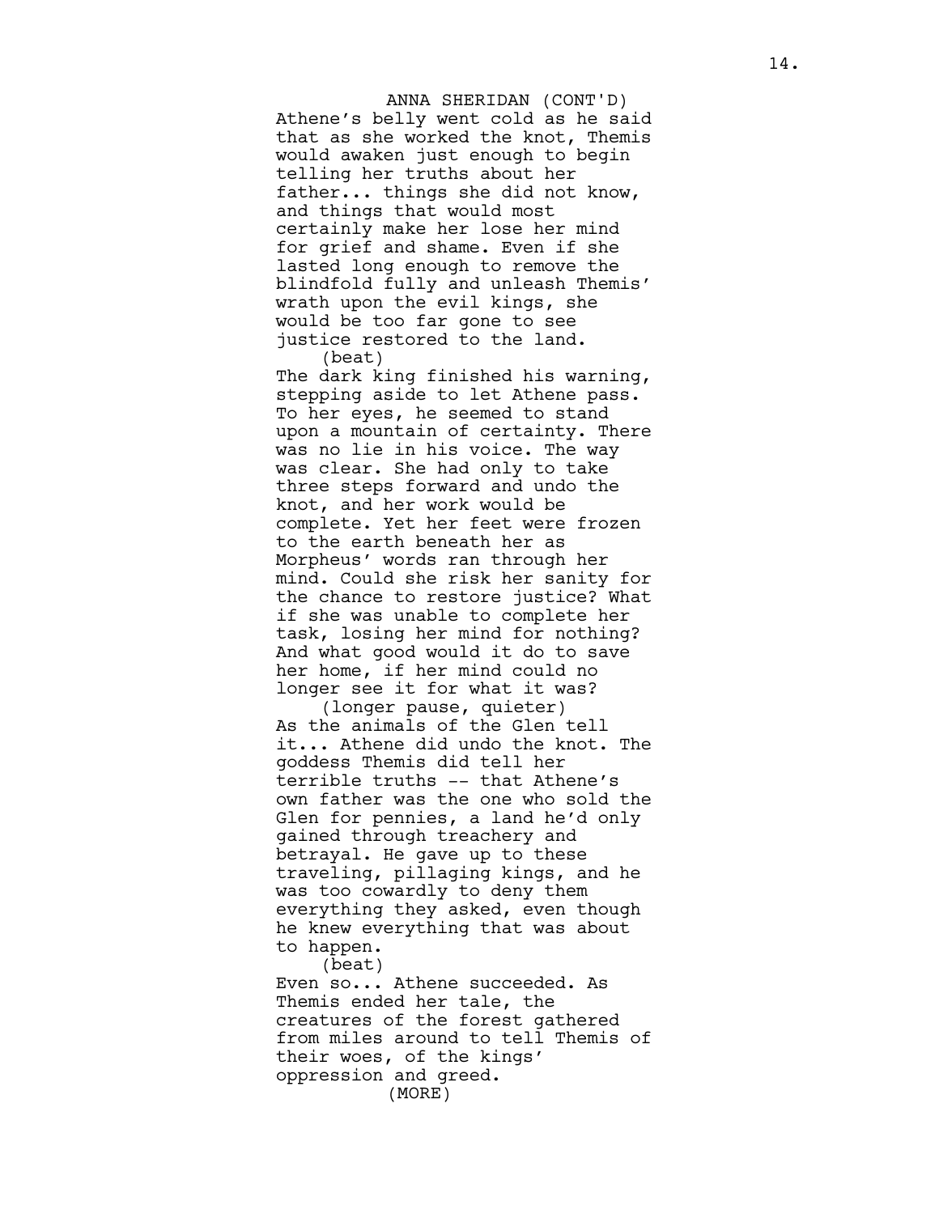ANNA SHERIDAN (CONT'D)

Athene's belly went cold as he said that as she worked the knot, Themis would awaken just enough to begin telling her truths about her father... things she did not know, and things that would most certainly make her lose her mind for grief and shame. Even if she lasted long enough to remove the blindfold fully and unleash Themis' wrath upon the evil kings, she would be too far gone to see justice restored to the land.

(beat)

The dark king finished his warning, stepping aside to let Athene pass. To her eyes, he seemed to stand upon a mountain of certainty. There was no lie in his voice. The way was clear. She had only to take three steps forward and undo the knot, and her work would be complete. Yet her feet were frozen to the earth beneath her as Morpheus' words ran through her mind. Could she risk her sanity for the chance to restore justice? What if she was unable to complete her task, losing her mind for nothing? And what good would it do to save her home, if her mind could no longer see it for what it was?

(longer pause, quieter)

As the animals of the Glen tell it... Athene did undo the knot. The goddess Themis did tell her terrible truths -- that Athene's own father was the one who sold the Glen for pennies, a land he'd only gained through treachery and betrayal. He gave up to these traveling, pillaging kings, and he was too cowardly to deny them everything they asked, even though he knew everything that was about to happen.

(beat)

Even so... Athene succeeded. As Themis ended her tale, the creatures of the forest gathered from miles around to tell Themis of their woes, of the kings' oppression and greed.

(MORE)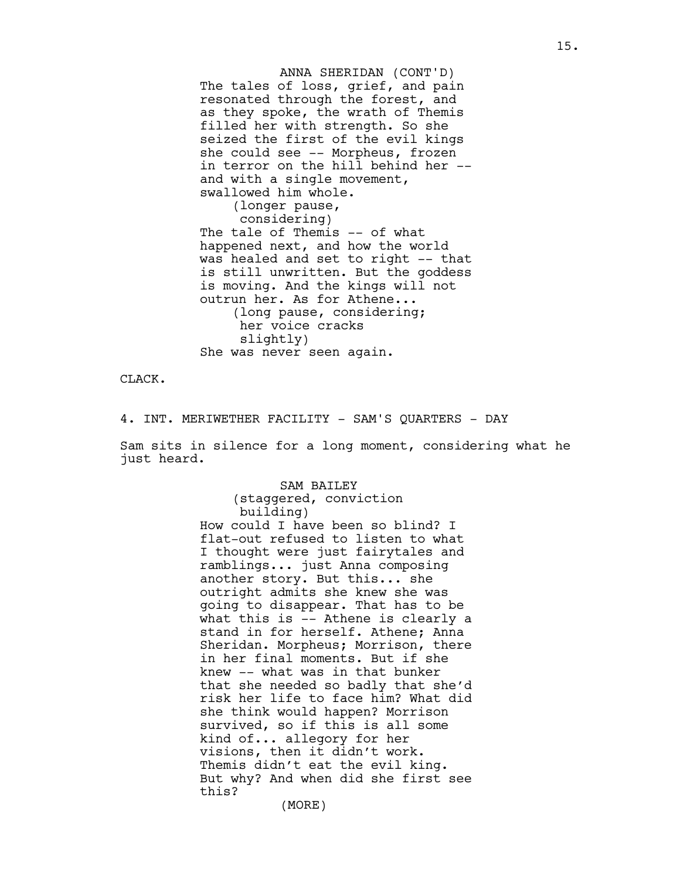ANNA SHERIDAN (CONT'D)
The tales of loss, grief, and pain resonated through the forest, and as they spoke, the wrath of Themis filled her with strength. So she seized the first of the evil kings she could see -- Morpheus, frozen in terror on the hill behind her -- and with a single movement, swallowed him whole.
(longer pause, considering)
The tale of Themis -- of what happened next, and how the world was healed and set to right -- that is still unwritten. But the goddess is moving. And the kings will not outrun her. As for Athene...
(long pause, considering; her voice cracks slightly)
She was never seen again.

CLACK.

4. INT. MERIWETHER FACILITY - SAM'S QUARTERS - DAY

Sam sits in silence for a long moment, considering what he just heard.

SAM BAILEY
(staggered, conviction building)
How could I have been so blind? I flat-out refused to listen to what I thought were just fairytales and ramblings... just Anna composing another story. But this... she outright admits she knew she was going to disappear. That has to be what this is -- Athene is clearly a stand in for herself. Athene; Anna Sheridan. Morpheus; Morrison, there in her final moments. But if she knew -- what was in that bunker that she needed so badly that she'd risk her life to face him? What did she think would happen? Morrison survived, so if this is all some kind of... allegory for her visions, then it didn't work. Themis didn't eat the evil king. But why? And when did she first see this?
(MORE)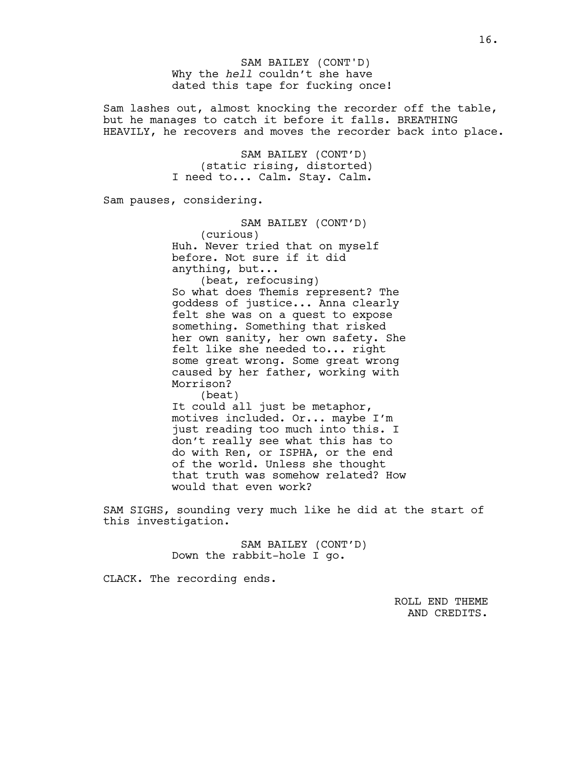SAM BAILEY (CONT'D)
Why the *hell* couldn't she have dated this tape for fucking once!

Sam lashes out, almost knocking the recorder off the table, but he manages to catch it before it falls. BREATHING HEAVILY, he recovers and moves the recorder back into place.

SAM BAILEY (CONT'D)
(static rising, distorted)
I need to... Calm. Stay. Calm.

Sam pauses, considering.

SAM BAILEY (CONT'D)
(curious)
Huh. Never tried that on myself before. Not sure if it did anything, but...
(beat, refocusing)
So what does Themis represent? The goddess of justice... Anna clearly felt she was on a quest to expose something. Something that risked her own sanity, her own safety. She felt like she needed to... right some great wrong. Some great wrong caused by her father, working with Morrison?
(beat)
It could all just be metaphor, motives included. Or... maybe I'm just reading too much into this. I don't really see what this has to do with Ren, or ISPHA, or the end of the world. Unless she thought that truth was somehow related? How would that even work?

SAM SIGHS, sounding very much like he did at the start of this investigation.

SAM BAILEY (CONT'D)
Down the rabbit-hole I go.

CLACK. The recording ends.

ROLL END THEME AND CREDITS.